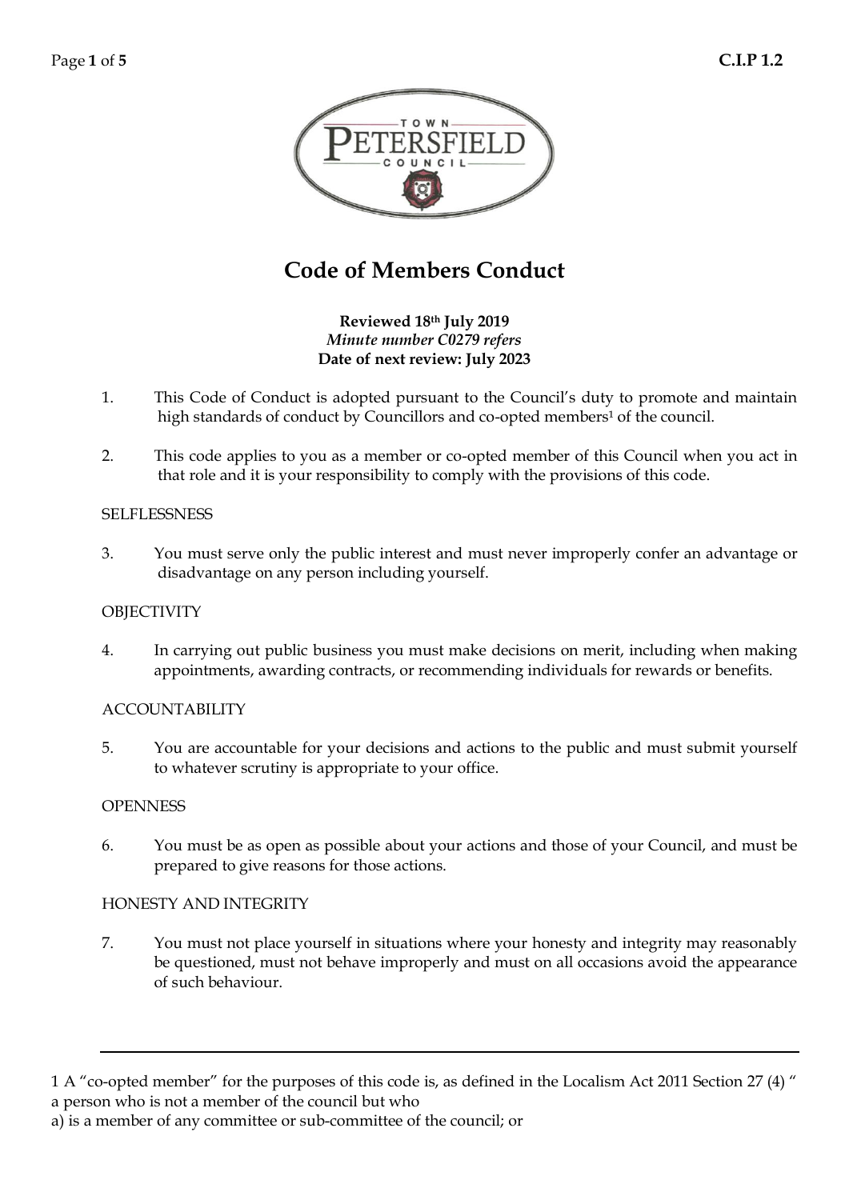# Code of Members Conduct

**Reviewed 18th July 2019**
*Minute number C0279 refers*
**Date of next review: July 2023**

1. This Code of Conduct is adopted pursuant to the Council's duty to promote and maintain high standards of conduct by Councillors and co-opted members[1] of the council.

2. This code applies to you as a member or co-opted member of this Council when you act in that role and it is your responsibility to comply with the provisions of this code.

SELFLESSNESS

3. You must serve only the public interest and must never improperly confer an advantage or disadvantage on any person including yourself.

OBJECTIVITY

4. In carrying out public business you must make decisions on merit, including when making appointments, awarding contracts, or recommending individuals for rewards or benefits.

ACCOUNTABILITY

5. You are accountable for your decisions and actions to the public and must submit yourself to whatever scrutiny is appropriate to your office.

OPENNESS

6. You must be as open as possible about your actions and those of your Council, and must be prepared to give reasons for those actions.

HONESTY AND INTEGRITY

7. You must not place yourself in situations where your honesty and integrity may reasonably be questioned, must not behave improperly and must on all occasions avoid the appearance of such behaviour.

---

1 A "co-opted member" for the purposes of this code is, as defined in the Localism Act 2011 Section 27 (4) " a person who is not a member of the council but who
a) is a member of any committee or sub-committee of the council; or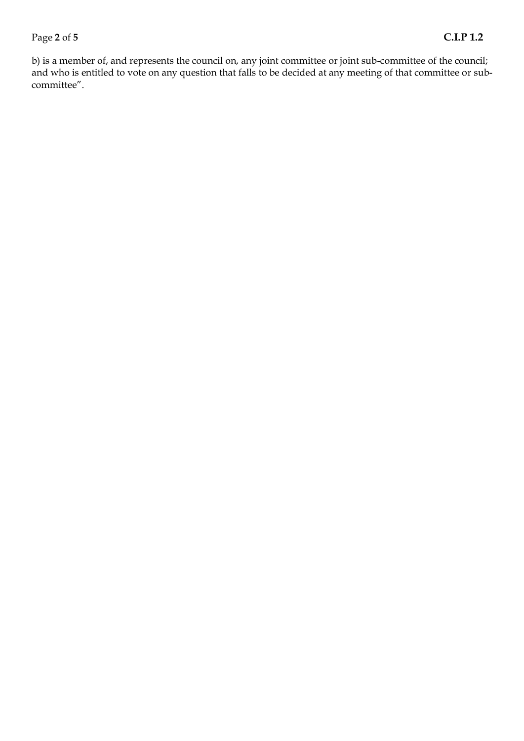b) is a member of, and represents the council on, any joint committee or joint sub-committee of the council; and who is entitled to vote on any question that falls to be decided at any meeting of that committee or sub-committee".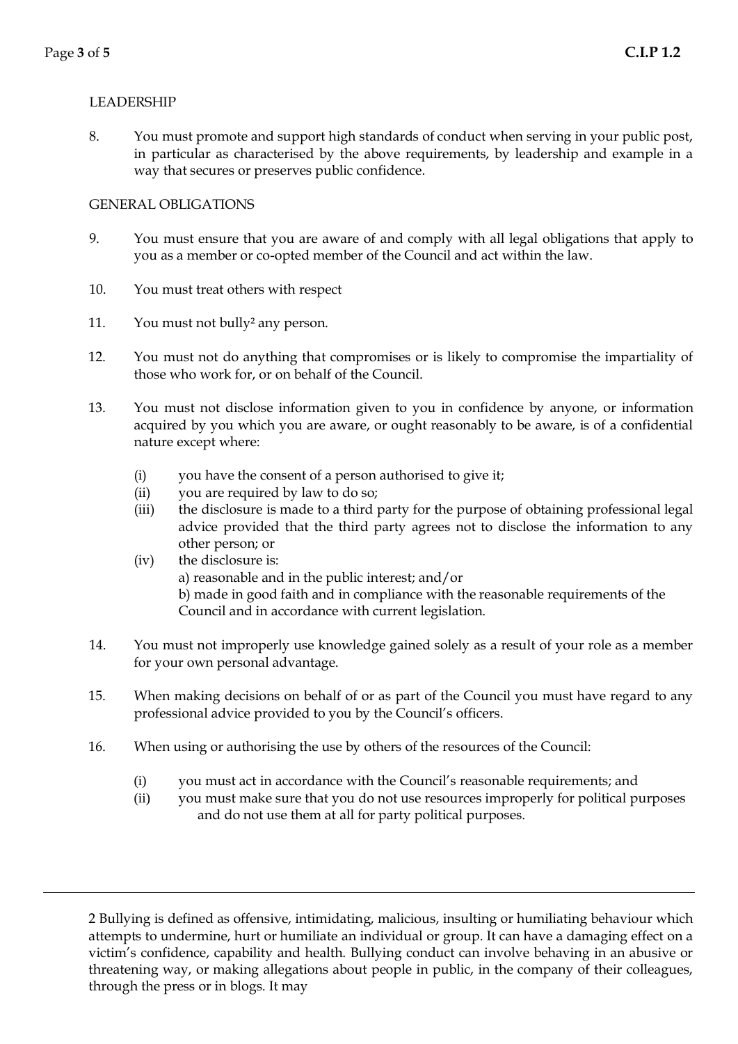LEADERSHIP

8. You must promote and support high standards of conduct when serving in your public post, in particular as characterised by the above requirements, by leadership and example in a way that secures or preserves public confidence.

GENERAL OBLIGATIONS

9. You must ensure that you are aware of and comply with all legal obligations that apply to you as a member or co-opted member of the Council and act within the law.

10. You must treat others with respect

11. You must not bully[2] any person.

12. You must not do anything that compromises or is likely to compromise the impartiality of those who work for, or on behalf of the Council.

13. You must not disclose information given to you in confidence by anyone, or information acquired by you which you are aware, or ought reasonably to be aware, is of a confidential nature except where:

   (i) you have the consent of a person authorised to give it;
   (ii) you are required by law to do so;
   (iii) the disclosure is made to a third party for the purpose of obtaining professional legal advice provided that the third party agrees not to disclose the information to any other person; or
   (iv) the disclosure is:
   a) reasonable and in the public interest; and/or
   b) made in good faith and in compliance with the reasonable requirements of the Council and in accordance with current legislation.

14. You must not improperly use knowledge gained solely as a result of your role as a member for your own personal advantage.

15. When making decisions on behalf of or as part of the Council you must have regard to any professional advice provided to you by the Council's officers.

16. When using or authorising the use by others of the resources of the Council:

   (i) you must act in accordance with the Council's reasonable requirements; and
   (ii) you must make sure that you do not use resources improperly for political purposes and do not use them at all for party political purposes.

---

2 Bullying is defined as offensive, intimidating, malicious, insulting or humiliating behaviour which attempts to undermine, hurt or humiliate an individual or group. It can have a damaging effect on a victim's confidence, capability and health. Bullying conduct can involve behaving in an abusive or threatening way, or making allegations about people in public, in the company of their colleagues, through the press or in blogs. It may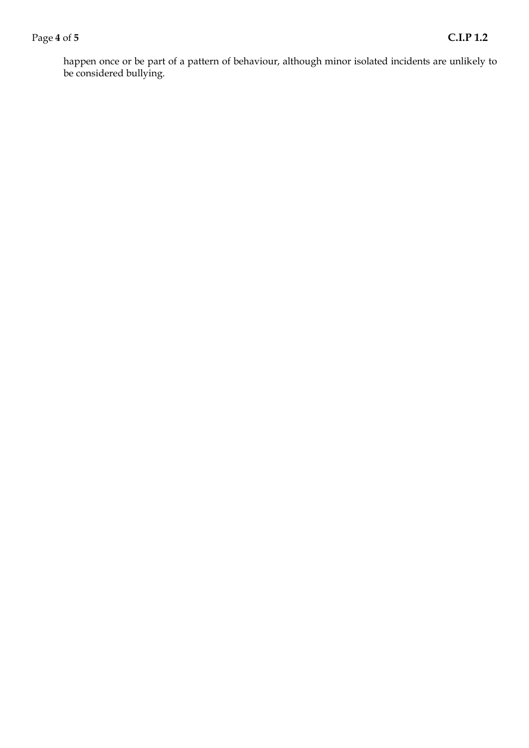happen once or be part of a pattern of behaviour, although minor isolated incidents are unlikely to be considered bullying.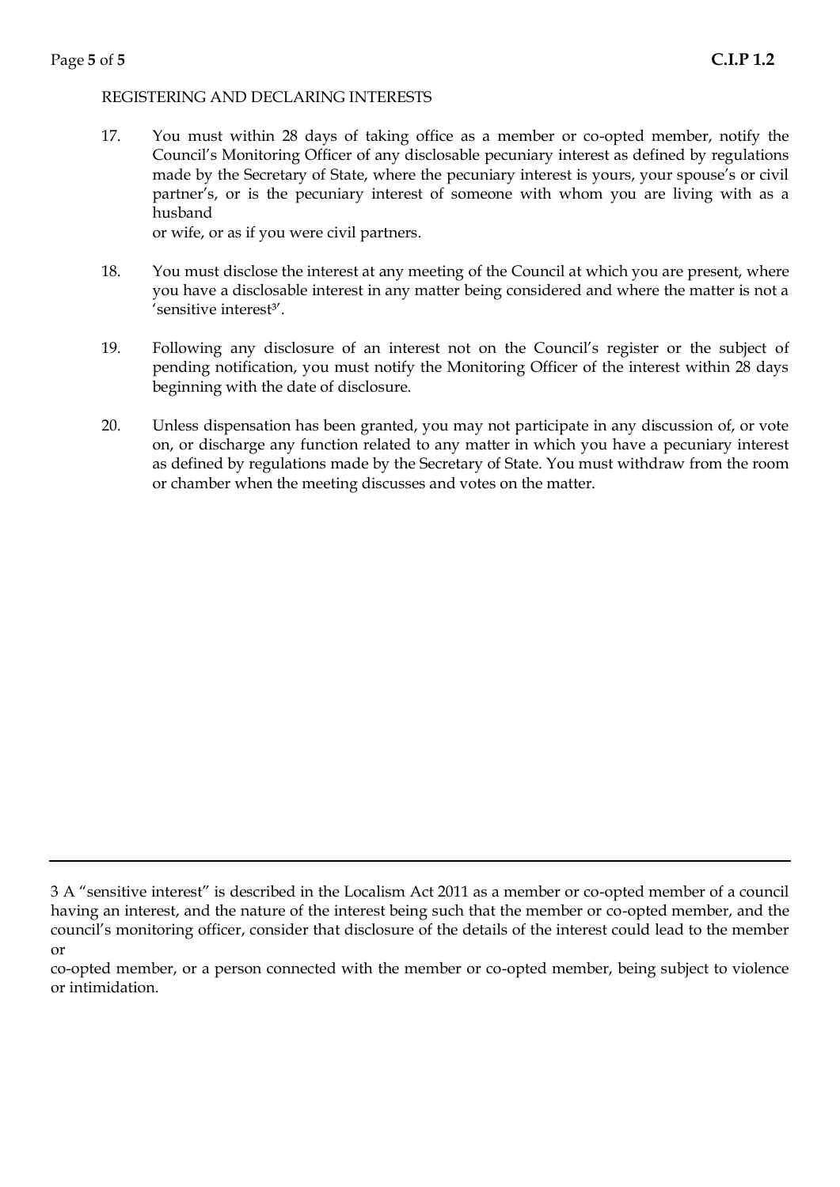REGISTERING AND DECLARING INTERESTS

17. You must within 28 days of taking office as a member or co-opted member, notify the Council's Monitoring Officer of any disclosable pecuniary interest as defined by regulations made by the Secretary of State, where the pecuniary interest is yours, your spouse's or civil partner's, or is the pecuniary interest of someone with whom you are living with as a husband or wife, or as if you were civil partners.

18. You must disclose the interest at any meeting of the Council at which you are present, where you have a disclosable interest in any matter being considered and where the matter is not a 'sensitive interest[3]'.

19. Following any disclosure of an interest not on the Council's register or the subject of pending notification, you must notify the Monitoring Officer of the interest within 28 days beginning with the date of disclosure.

20. Unless dispensation has been granted, you may not participate in any discussion of, or vote on, or discharge any function related to any matter in which you have a pecuniary interest as defined by regulations made by the Secretary of State. You must withdraw from the room or chamber when the meeting discusses and votes on the matter.

---

3 A "sensitive interest" is described in the Localism Act 2011 as a member or co-opted member of a council having an interest, and the nature of the interest being such that the member or co-opted member, and the council's monitoring officer, consider that disclosure of the details of the interest could lead to the member or co-opted member, or a person connected with the member or co-opted member, being subject to violence or intimidation.